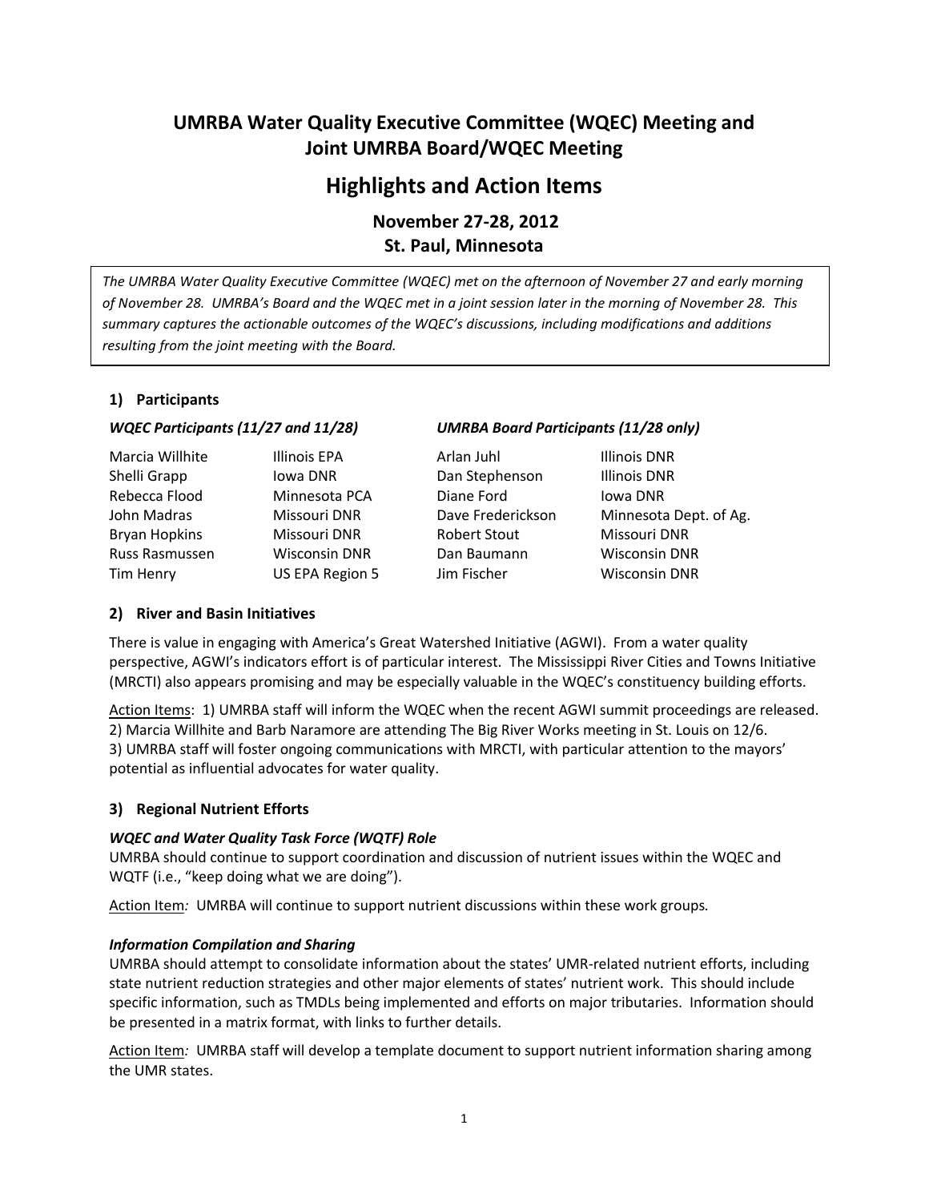# UMRBA Water Quality Executive Committee (WQEC) Meeting and Joint UMRBA Board/WQEC Meeting

## Highlights and Action Items

### November 27-28, 2012
### St. Paul, Minnesota

*The UMRBA Water Quality Executive Committee (WQEC) met on the afternoon of November 27 and early morning of November 28. UMRBA's Board and the WQEC met in a joint session later in the morning of November 28. This summary captures the actionable outcomes of the WQEC's discussions, including modifications and additions resulting from the joint meeting with the Board.*

#### 1) Participants

| *WQEC Participants (11/27 and 11/28)* | | *UMRBA Board Participants (11/28 only)* | |
|---|---|---|---|
| Marcia Willhite | Illinois EPA | Arlan Juhl | Illinois DNR |
| Shelli Grapp | Iowa DNR | Dan Stephenson | Illinois DNR |
| Rebecca Flood | Minnesota PCA | Diane Ford | Iowa DNR |
| John Madras | Missouri DNR | Dave Frederickson | Minnesota Dept. of Ag. |
| Bryan Hopkins | Missouri DNR | Robert Stout | Missouri DNR |
| Russ Rasmussen | Wisconsin DNR | Dan Baumann | Wisconsin DNR |
| Tim Henry | US EPA Region 5 | Jim Fischer | Wisconsin DNR |

#### 2) River and Basin Initiatives

There is value in engaging with America's Great Watershed Initiative (AGWI). From a water quality perspective, AGWI's indicators effort is of particular interest. The Mississippi River Cities and Towns Initiative (MRCTI) also appears promising and may be especially valuable in the WQEC's constituency building efforts.

Action Items: 1) UMRBA staff will inform the WQEC when the recent AGWI summit proceedings are released. 2) Marcia Willhite and Barb Naramore are attending The Big River Works meeting in St. Louis on 12/6. 3) UMRBA staff will foster ongoing communications with MRCTI, with particular attention to the mayors' potential as influential advocates for water quality.

#### 3) Regional Nutrient Efforts

***WQEC and Water Quality Task Force (WQTF) Role***

UMRBA should continue to support coordination and discussion of nutrient issues within the WQEC and WQTF (i.e., "keep doing what we are doing").

Action Item*:* UMRBA will continue to support nutrient discussions within these work groups*.*

***Information Compilation and Sharing***

UMRBA should attempt to consolidate information about the states' UMR-related nutrient efforts, including state nutrient reduction strategies and other major elements of states' nutrient work. This should include specific information, such as TMDLs being implemented and efforts on major tributaries. Information should be presented in a matrix format, with links to further details.

Action Item*:* UMRBA staff will develop a template document to support nutrient information sharing among the UMR states.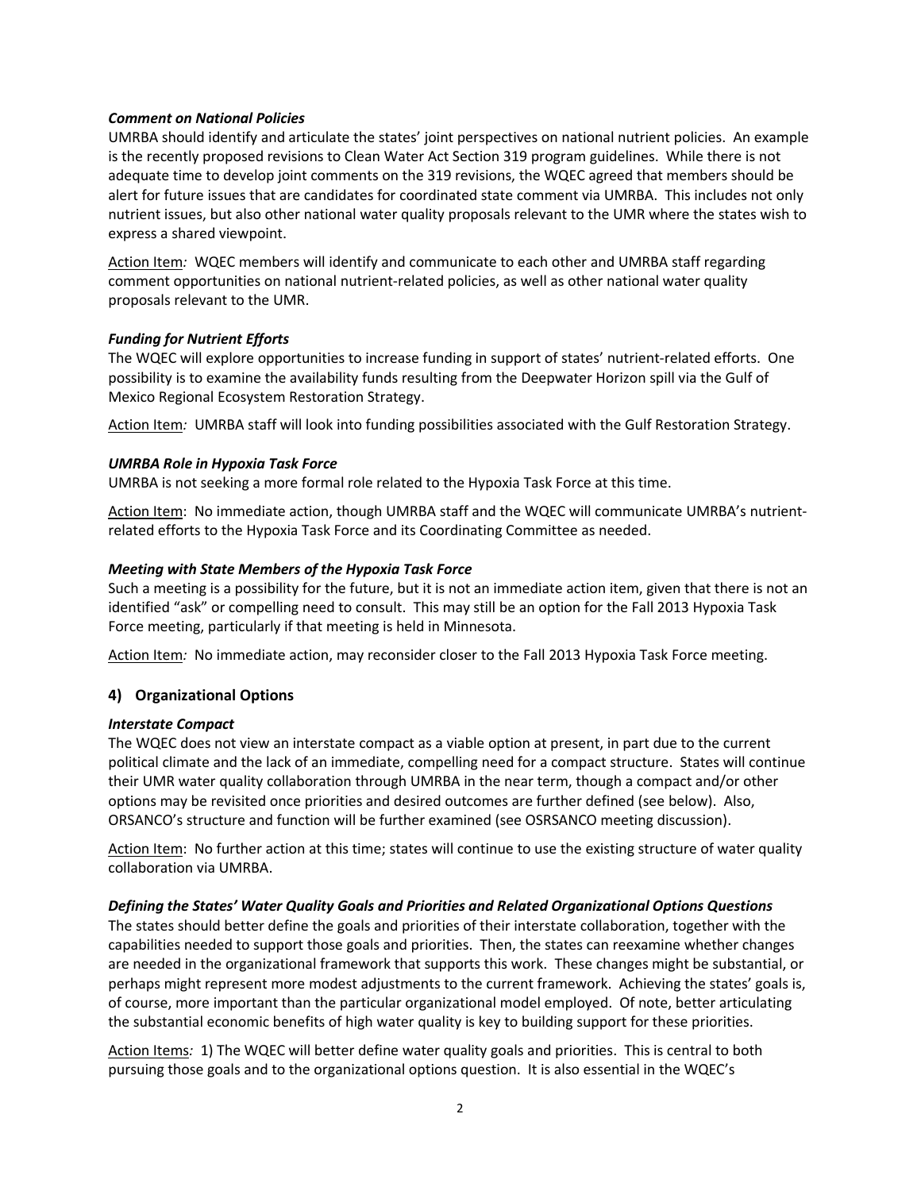***Comment on National Policies***

UMRBA should identify and articulate the states' joint perspectives on national nutrient policies. An example is the recently proposed revisions to Clean Water Act Section 319 program guidelines. While there is not adequate time to develop joint comments on the 319 revisions, the WQEC agreed that members should be alert for future issues that are candidates for coordinated state comment via UMRBA. This includes not only nutrient issues, but also other national water quality proposals relevant to the UMR where the states wish to express a shared viewpoint.

<u>Action Item</u>*:* WQEC members will identify and communicate to each other and UMRBA staff regarding comment opportunities on national nutrient-related policies, as well as other national water quality proposals relevant to the UMR.

***Funding for Nutrient Efforts***

The WQEC will explore opportunities to increase funding in support of states' nutrient-related efforts. One possibility is to examine the availability funds resulting from the Deepwater Horizon spill via the Gulf of Mexico Regional Ecosystem Restoration Strategy.

<u>Action Item</u>*:* UMRBA staff will look into funding possibilities associated with the Gulf Restoration Strategy.

***UMRBA Role in Hypoxia Task Force***

UMRBA is not seeking a more formal role related to the Hypoxia Task Force at this time.

<u>Action Item</u>: No immediate action, though UMRBA staff and the WQEC will communicate UMRBA's nutrient-related efforts to the Hypoxia Task Force and its Coordinating Committee as needed.

***Meeting with State Members of the Hypoxia Task Force***

Such a meeting is a possibility for the future, but it is not an immediate action item, given that there is not an identified "ask" or compelling need to consult. This may still be an option for the Fall 2013 Hypoxia Task Force meeting, particularly if that meeting is held in Minnesota.

<u>Action Item</u>*:* No immediate action, may reconsider closer to the Fall 2013 Hypoxia Task Force meeting.

## 4) Organizational Options

***Interstate Compact***

The WQEC does not view an interstate compact as a viable option at present, in part due to the current political climate and the lack of an immediate, compelling need for a compact structure. States will continue their UMR water quality collaboration through UMRBA in the near term, though a compact and/or other options may be revisited once priorities and desired outcomes are further defined (see below). Also, ORSANCO's structure and function will be further examined (see OSRSANCO meeting discussion).

<u>Action Item</u>: No further action at this time; states will continue to use the existing structure of water quality collaboration via UMRBA.

***Defining the States' Water Quality Goals and Priorities and Related Organizational Options Questions***

The states should better define the goals and priorities of their interstate collaboration, together with the capabilities needed to support those goals and priorities. Then, the states can reexamine whether changes are needed in the organizational framework that supports this work. These changes might be substantial, or perhaps might represent more modest adjustments to the current framework. Achieving the states' goals is, of course, more important than the particular organizational model employed. Of note, better articulating the substantial economic benefits of high water quality is key to building support for these priorities.

<u>Action Items</u>*:* 1) The WQEC will better define water quality goals and priorities. This is central to both pursuing those goals and to the organizational options question. It is also essential in the WQEC's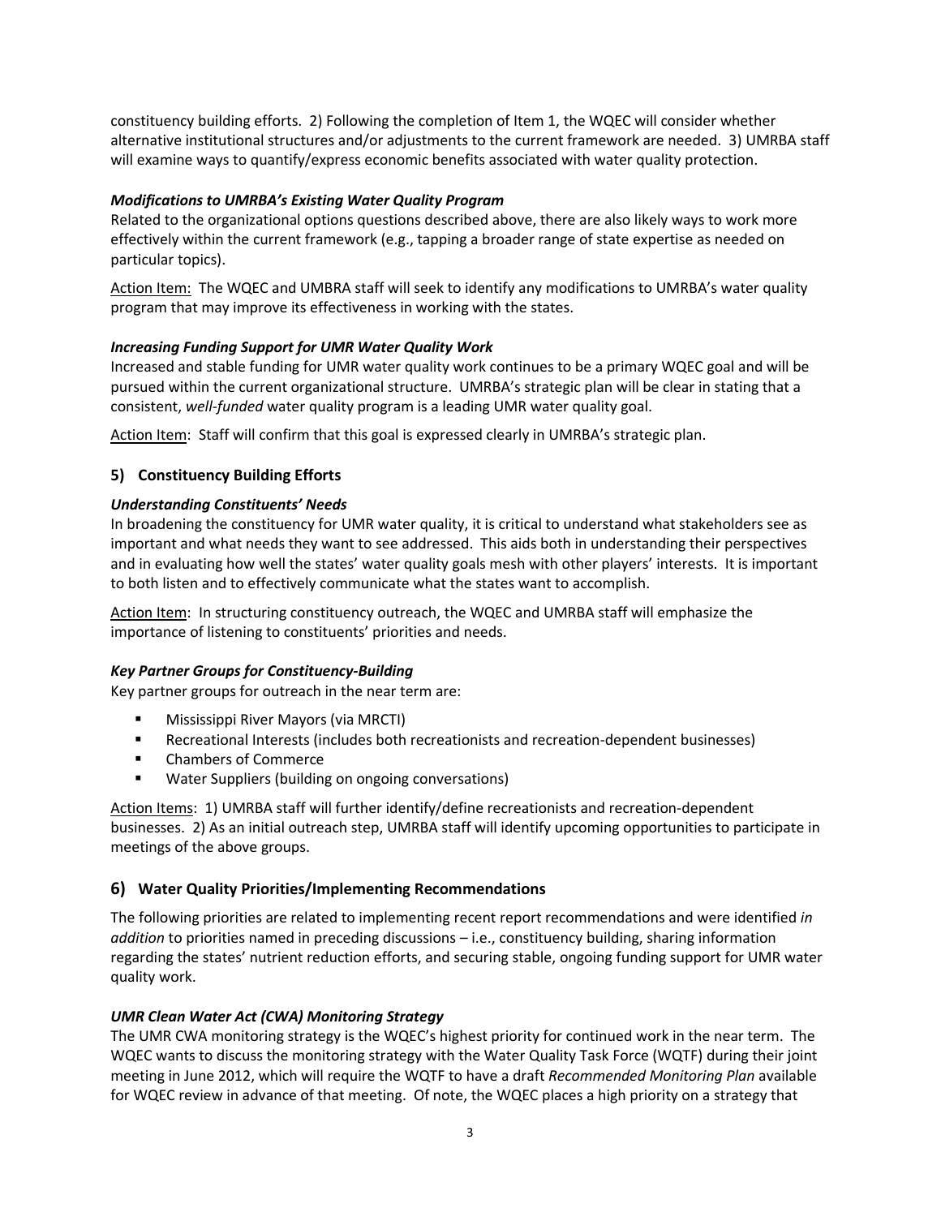constituency building efforts. 2) Following the completion of Item 1, the WQEC will consider whether alternative institutional structures and/or adjustments to the current framework are needed. 3) UMRBA staff will examine ways to quantify/express economic benefits associated with water quality protection.

#### *Modifications to UMRBA's Existing Water Quality Program*

Related to the organizational options questions described above, there are also likely ways to work more effectively within the current framework (e.g., tapping a broader range of state expertise as needed on particular topics).

Action Item: The WQEC and UMBRA staff will seek to identify any modifications to UMRBA's water quality program that may improve its effectiveness in working with the states.

#### *Increasing Funding Support for UMR Water Quality Work*

Increased and stable funding for UMR water quality work continues to be a primary WQEC goal and will be pursued within the current organizational structure. UMRBA's strategic plan will be clear in stating that a consistent, *well-funded* water quality program is a leading UMR water quality goal.

Action Item: Staff will confirm that this goal is expressed clearly in UMRBA's strategic plan.

### 5) Constituency Building Efforts

#### *Understanding Constituents' Needs*

In broadening the constituency for UMR water quality, it is critical to understand what stakeholders see as important and what needs they want to see addressed. This aids both in understanding their perspectives and in evaluating how well the states' water quality goals mesh with other players' interests. It is important to both listen and to effectively communicate what the states want to accomplish.

Action Item: In structuring constituency outreach, the WQEC and UMRBA staff will emphasize the importance of listening to constituents' priorities and needs.

#### *Key Partner Groups for Constituency-Building*

Key partner groups for outreach in the near term are:

- Mississippi River Mayors (via MRCTI)
- Recreational Interests (includes both recreationists and recreation-dependent businesses)
- Chambers of Commerce
- Water Suppliers (building on ongoing conversations)

Action Items: 1) UMRBA staff will further identify/define recreationists and recreation-dependent businesses. 2) As an initial outreach step, UMRBA staff will identify upcoming opportunities to participate in meetings of the above groups.

### 6) Water Quality Priorities/Implementing Recommendations

The following priorities are related to implementing recent report recommendations and were identified *in addition* to priorities named in preceding discussions – i.e., constituency building, sharing information regarding the states' nutrient reduction efforts, and securing stable, ongoing funding support for UMR water quality work.

#### *UMR Clean Water Act (CWA) Monitoring Strategy*

The UMR CWA monitoring strategy is the WQEC's highest priority for continued work in the near term. The WQEC wants to discuss the monitoring strategy with the Water Quality Task Force (WQTF) during their joint meeting in June 2012, which will require the WQTF to have a draft *Recommended Monitoring Plan* available for WQEC review in advance of that meeting. Of note, the WQEC places a high priority on a strategy that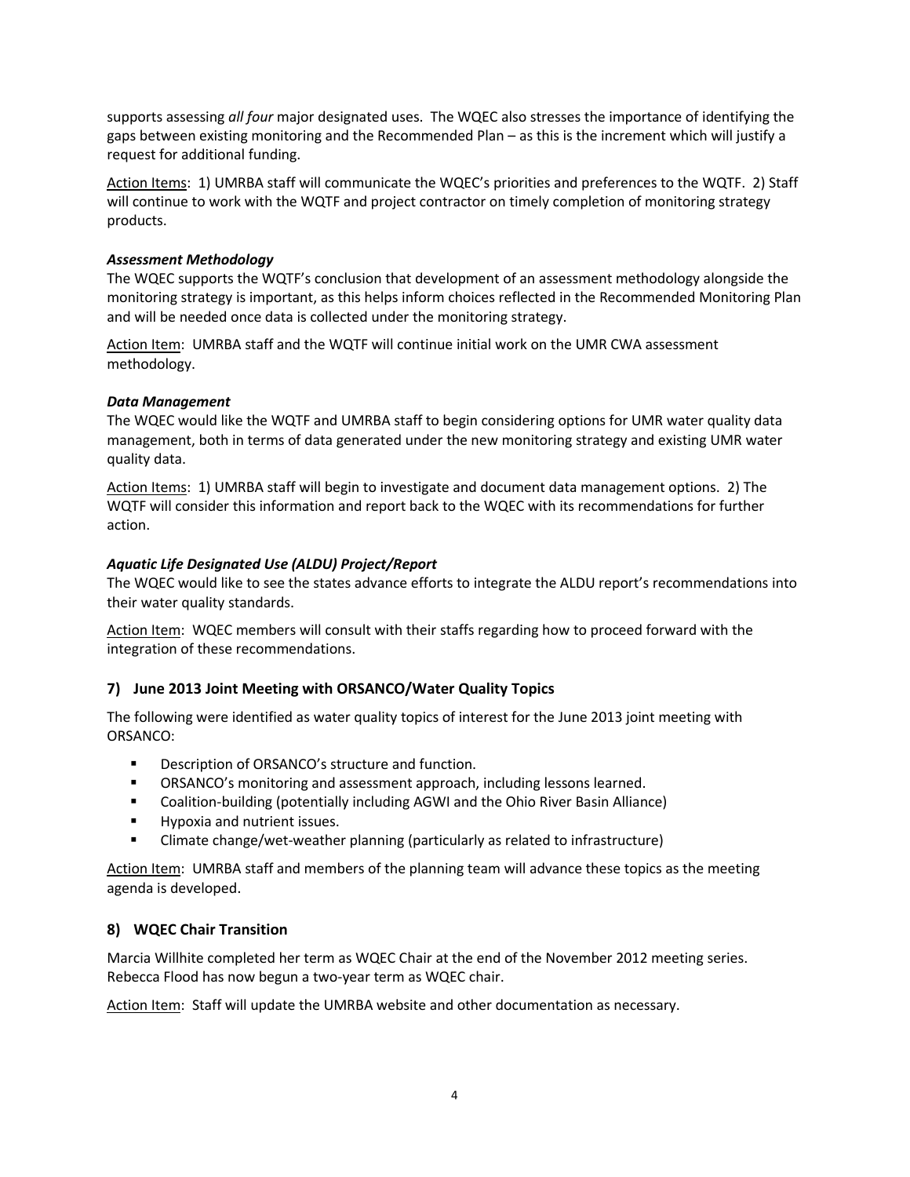supports assessing *all four* major designated uses. The WQEC also stresses the importance of identifying the gaps between existing monitoring and the Recommended Plan – as this is the increment which will justify a request for additional funding.

Action Items: 1) UMRBA staff will communicate the WQEC's priorities and preferences to the WQTF. 2) Staff will continue to work with the WQTF and project contractor on timely completion of monitoring strategy products.

***Assessment Methodology***

The WQEC supports the WQTF's conclusion that development of an assessment methodology alongside the monitoring strategy is important, as this helps inform choices reflected in the Recommended Monitoring Plan and will be needed once data is collected under the monitoring strategy.

Action Item: UMRBA staff and the WQTF will continue initial work on the UMR CWA assessment methodology.

***Data Management***

The WQEC would like the WQTF and UMRBA staff to begin considering options for UMR water quality data management, both in terms of data generated under the new monitoring strategy and existing UMR water quality data.

Action Items: 1) UMRBA staff will begin to investigate and document data management options. 2) The WQTF will consider this information and report back to the WQEC with its recommendations for further action.

***Aquatic Life Designated Use (ALDU) Project/Report***

The WQEC would like to see the states advance efforts to integrate the ALDU report's recommendations into their water quality standards.

Action Item: WQEC members will consult with their staffs regarding how to proceed forward with the integration of these recommendations.

## 7) June 2013 Joint Meeting with ORSANCO/Water Quality Topics

The following were identified as water quality topics of interest for the June 2013 joint meeting with ORSANCO:

- Description of ORSANCO's structure and function.
- ORSANCO's monitoring and assessment approach, including lessons learned.
- Coalition-building (potentially including AGWI and the Ohio River Basin Alliance)
- Hypoxia and nutrient issues.
- Climate change/wet-weather planning (particularly as related to infrastructure)

Action Item: UMRBA staff and members of the planning team will advance these topics as the meeting agenda is developed.

## 8) WQEC Chair Transition

Marcia Willhite completed her term as WQEC Chair at the end of the November 2012 meeting series. Rebecca Flood has now begun a two-year term as WQEC chair.

Action Item: Staff will update the UMRBA website and other documentation as necessary.